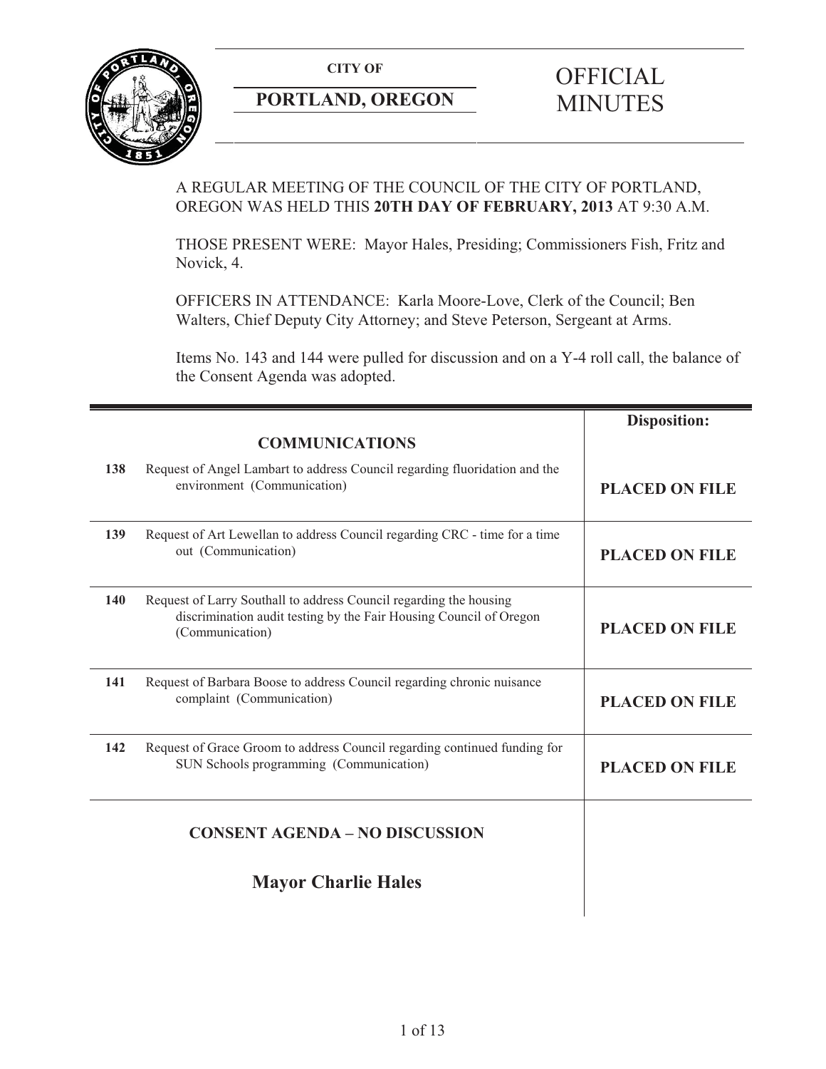**CITY OF**

**PORTLAND, OREGON**

# OFFICIAL MINUTES

A REGULAR MEETING OF THE COUNCIL OF THE CITY OF PORTLAND, OREGON WAS HELD THIS **20TH DAY OF FEBRUARY, 2013** AT 9:30 A.M.

THOSE PRESENT WERE: Mayor Hales, Presiding; Commissioners Fish, Fritz and Novick, 4.

OFFICERS IN ATTENDANCE: Karla Moore-Love, Clerk of the Council; Ben Walters, Chief Deputy City Attorney; and Steve Peterson, Sergeant at Arms.

Items No. 143 and 144 were pulled for discussion and on a Y-4 roll call, the balance of the Consent Agenda was adopted.

| | | **Disposition:** |
|---|---|---|
| | **COMMUNICATIONS** | |
| **138** | Request of Angel Lambart to address Council regarding fluoridation and the environment (Communication) | **PLACED ON FILE** |
| **139** | Request of Art Lewellan to address Council regarding CRC - time for a time out (Communication) | **PLACED ON FILE** |
| **140** | Request of Larry Southall to address Council regarding the housing discrimination audit testing by the Fair Housing Council of Oregon (Communication) | **PLACED ON FILE** |
| **141** | Request of Barbara Boose to address Council regarding chronic nuisance complaint (Communication) | **PLACED ON FILE** |
| **142** | Request of Grace Groom to address Council regarding continued funding for SUN Schools programming (Communication) | **PLACED ON FILE** |
| | **CONSENT AGENDA – NO DISCUSSION** | |
| | **Mayor Charlie Hales** | |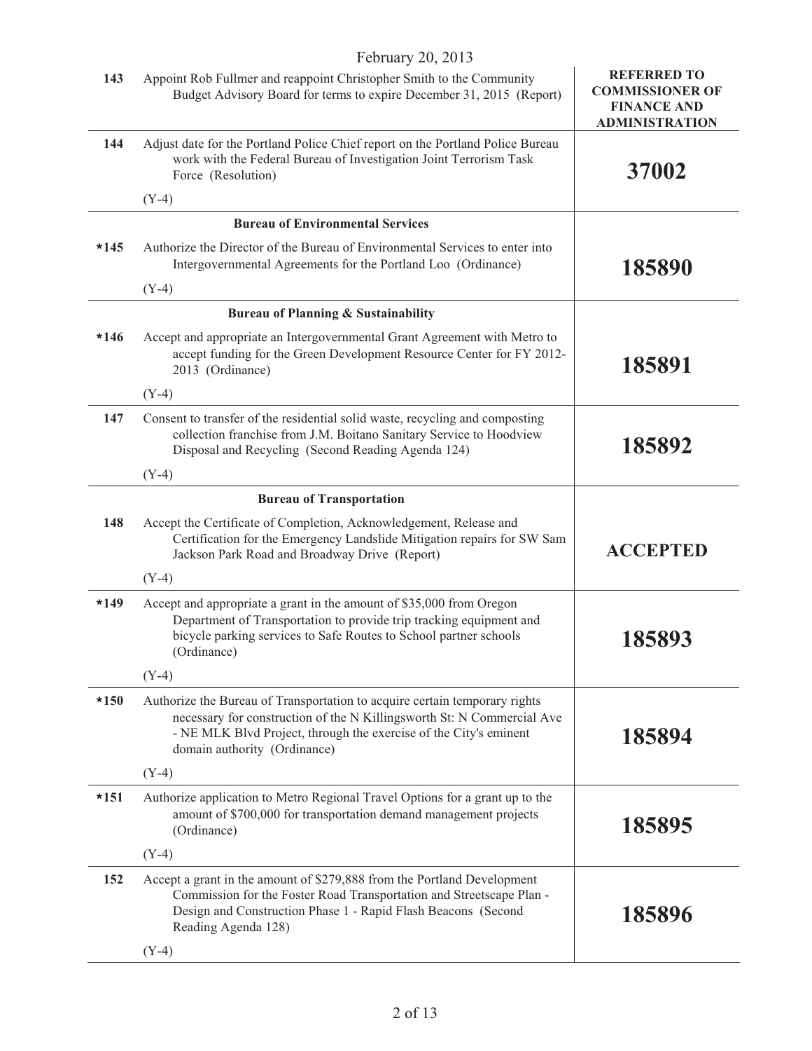February 20, 2013

| | | |
|---|---|---|
| 143 | Appoint Rob Fullmer and reappoint Christopher Smith to the Community Budget Advisory Board for terms to expire December 31, 2015 (Report) | **REFERRED TO COMMISSIONER OF FINANCE AND ADMINISTRATION** |
| 144 | Adjust date for the Portland Police Chief report on the Portland Police Bureau work with the Federal Bureau of Investigation Joint Terrorism Task Force (Resolution)<br><br>(Y-4) | **37002** |
| | **Bureau of Environmental Services** | |
| *145 | Authorize the Director of the Bureau of Environmental Services to enter into Intergovernmental Agreements for the Portland Loo (Ordinance)<br><br>(Y-4) | **185890** |
| | **Bureau of Planning & Sustainability** | |
| *146 | Accept and appropriate an Intergovernmental Grant Agreement with Metro to accept funding for the Green Development Resource Center for FY 2012-2013 (Ordinance)<br><br>(Y-4) | **185891** |
| 147 | Consent to transfer of the residential solid waste, recycling and composting collection franchise from J.M. Boitano Sanitary Service to Hoodview Disposal and Recycling (Second Reading Agenda 124)<br><br>(Y-4) | **185892** |
| | **Bureau of Transportation** | |
| 148 | Accept the Certificate of Completion, Acknowledgement, Release and Certification for the Emergency Landslide Mitigation repairs for SW Sam Jackson Park Road and Broadway Drive (Report)<br><br>(Y-4) | **ACCEPTED** |
| *149 | Accept and appropriate a grant in the amount of $35,000 from Oregon Department of Transportation to provide trip tracking equipment and bicycle parking services to Safe Routes to School partner schools (Ordinance)<br><br>(Y-4) | **185893** |
| *150 | Authorize the Bureau of Transportation to acquire certain temporary rights necessary for construction of the N Killingsworth St: N Commercial Ave - NE MLK Blvd Project, through the exercise of the City's eminent domain authority (Ordinance)<br><br>(Y-4) | **185894** |
| *151 | Authorize application to Metro Regional Travel Options for a grant up to the amount of $700,000 for transportation demand management projects (Ordinance)<br><br>(Y-4) | **185895** |
| 152 | Accept a grant in the amount of $279,888 from the Portland Development Commission for the Foster Road Transportation and Streetscape Plan - Design and Construction Phase 1 - Rapid Flash Beacons (Second Reading Agenda 128)<br><br>(Y-4) | **185896** |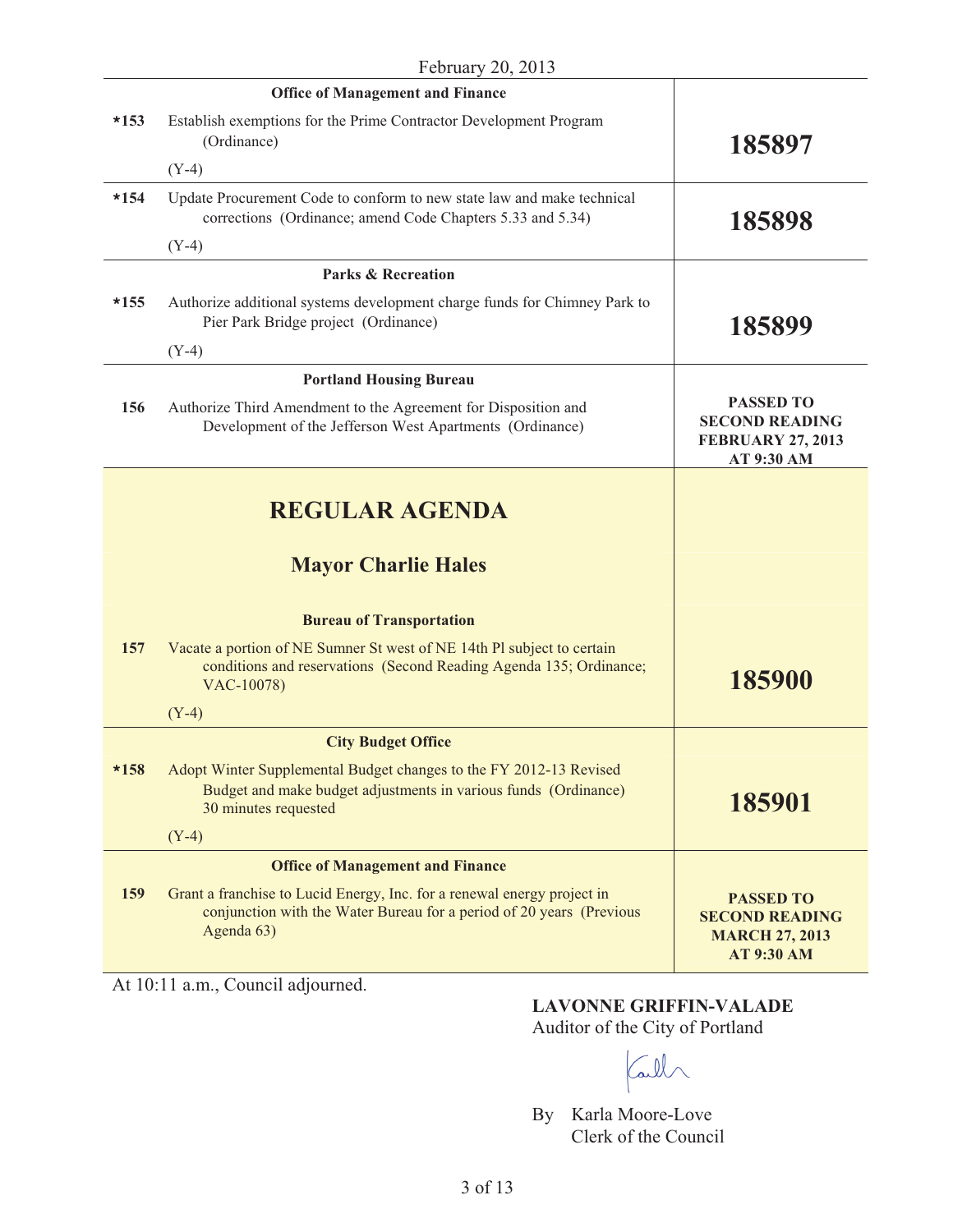February 20, 2013

| | | |
|---|---|---|
| | **Office of Management and Finance** | |
| ***153** | Establish exemptions for the Prime Contractor Development Program (Ordinance)<br>(Y-4) | **185897** |
| ***154** | Update Procurement Code to conform to new state law and make technical corrections (Ordinance; amend Code Chapters 5.33 and 5.34)<br>(Y-4) | **185898** |
| | **Parks & Recreation** | |
| ***155** | Authorize additional systems development charge funds for Chimney Park to Pier Park Bridge project (Ordinance)<br>(Y-4) | **185899** |
| | **Portland Housing Bureau** | |
| **156** | Authorize Third Amendment to the Agreement for Disposition and Development of the Jefferson West Apartments (Ordinance) | **PASSED TO SECOND READING FEBRUARY 27, 2013 AT 9:30 AM** |

## REGULAR AGENDA

### Mayor Charlie Hales

| | | |
|---|---|---|
| | **Bureau of Transportation** | |
| **157** | Vacate a portion of NE Sumner St west of NE 14th Pl subject to certain conditions and reservations (Second Reading Agenda 135; Ordinance; VAC-10078)<br>(Y-4) | **185900** |
| | **City Budget Office** | |
| ***158** | Adopt Winter Supplemental Budget changes to the FY 2012-13 Revised Budget and make budget adjustments in various funds (Ordinance) 30 minutes requested<br>(Y-4) | **185901** |
| | **Office of Management and Finance** | |
| **159** | Grant a franchise to Lucid Energy, Inc. for a renewal energy project in conjunction with the Water Bureau for a period of 20 years (Previous Agenda 63) | **PASSED TO SECOND READING MARCH 27, 2013 AT 9:30 AM** |

At 10:11 a.m., Council adjourned.

**LAVONNE GRIFFIN-VALADE**
Auditor of the City of Portland

By Karla Moore-Love
Clerk of the Council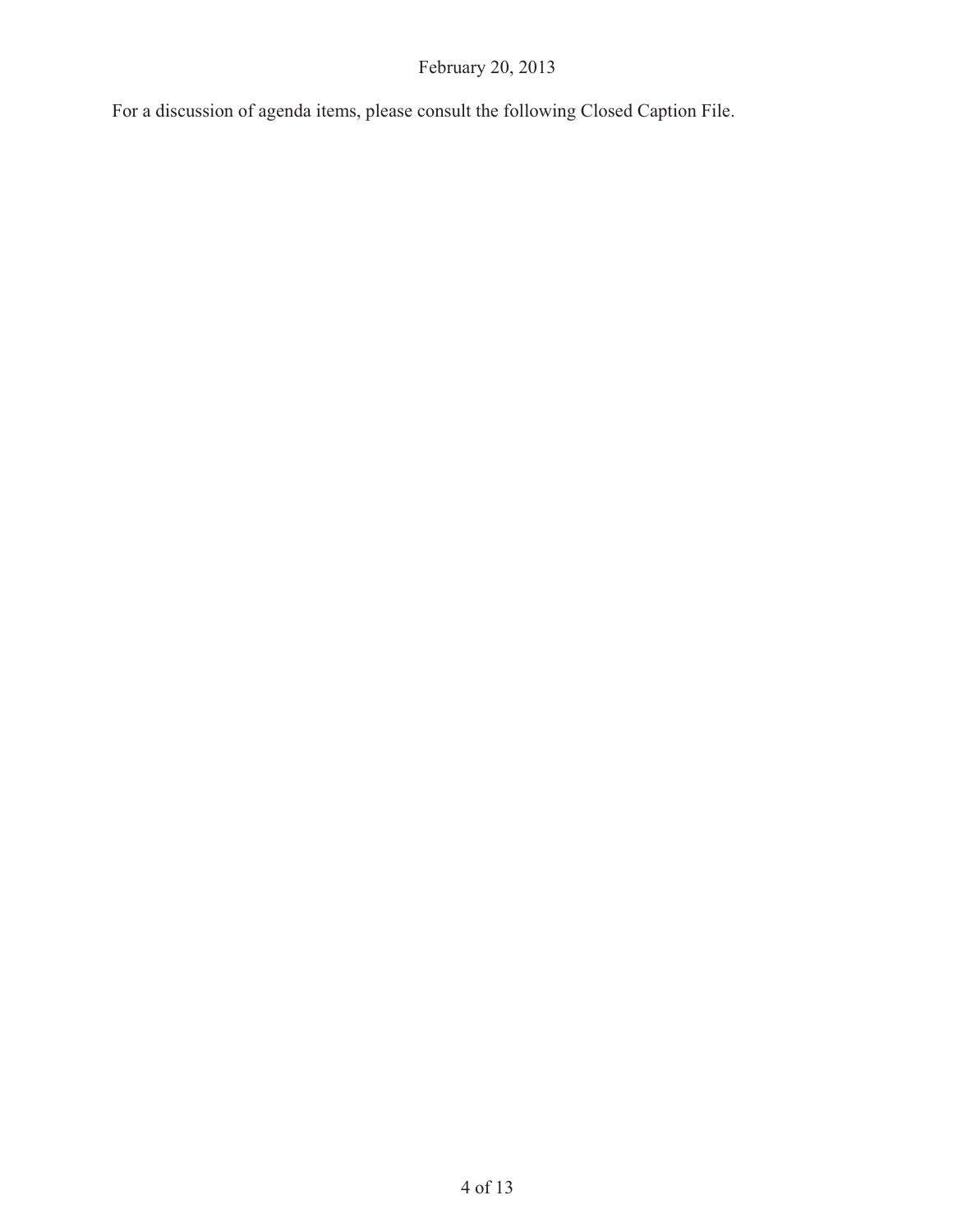February 20, 2013

For a discussion of agenda items, please consult the following Closed Caption File.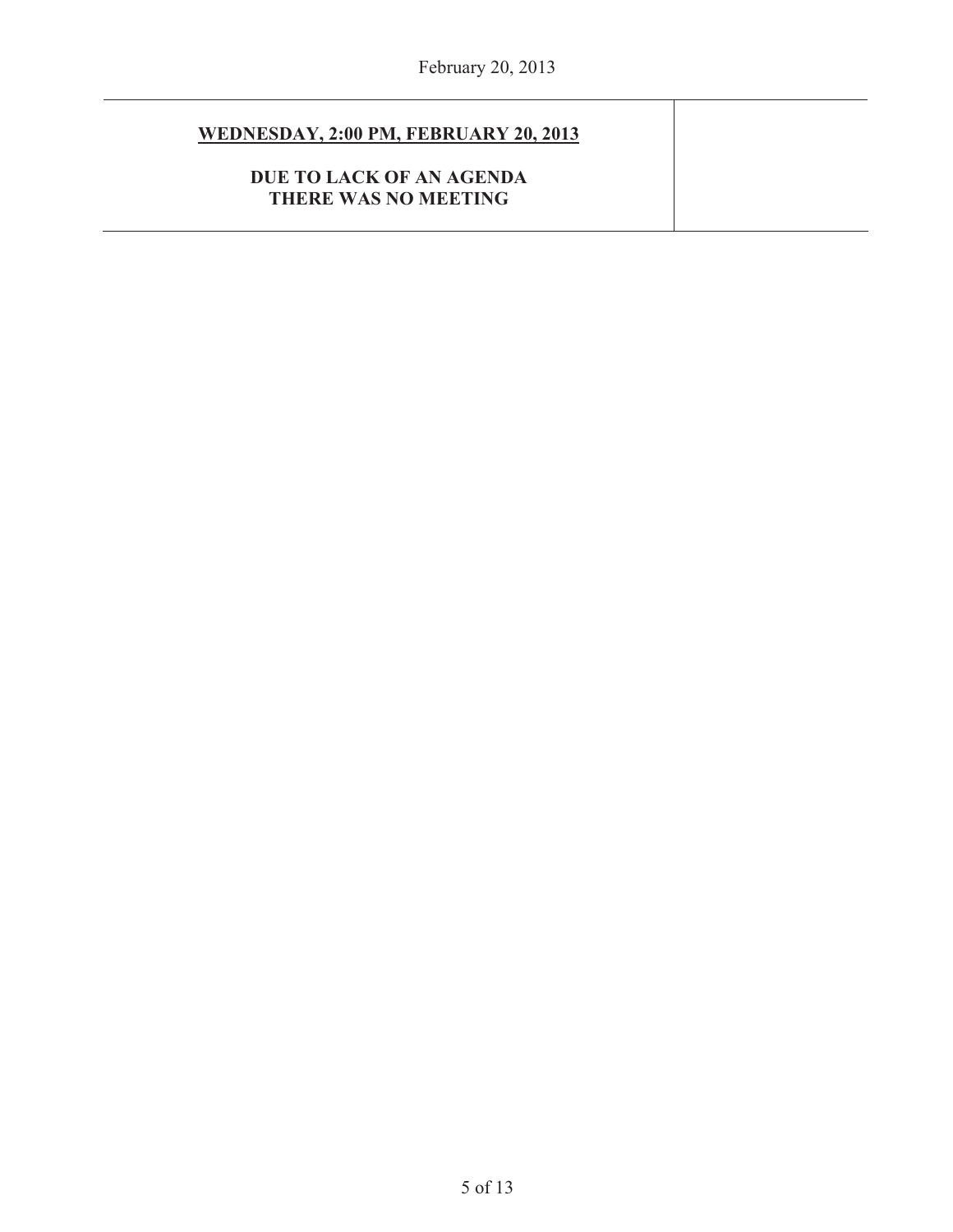| **WEDNESDAY, 2:00 PM, FEBRUARY 20, 2013**<br><br>**DUE TO LACK OF AN AGENDA**<br>**THERE WAS NO MEETING** | |
|---|---|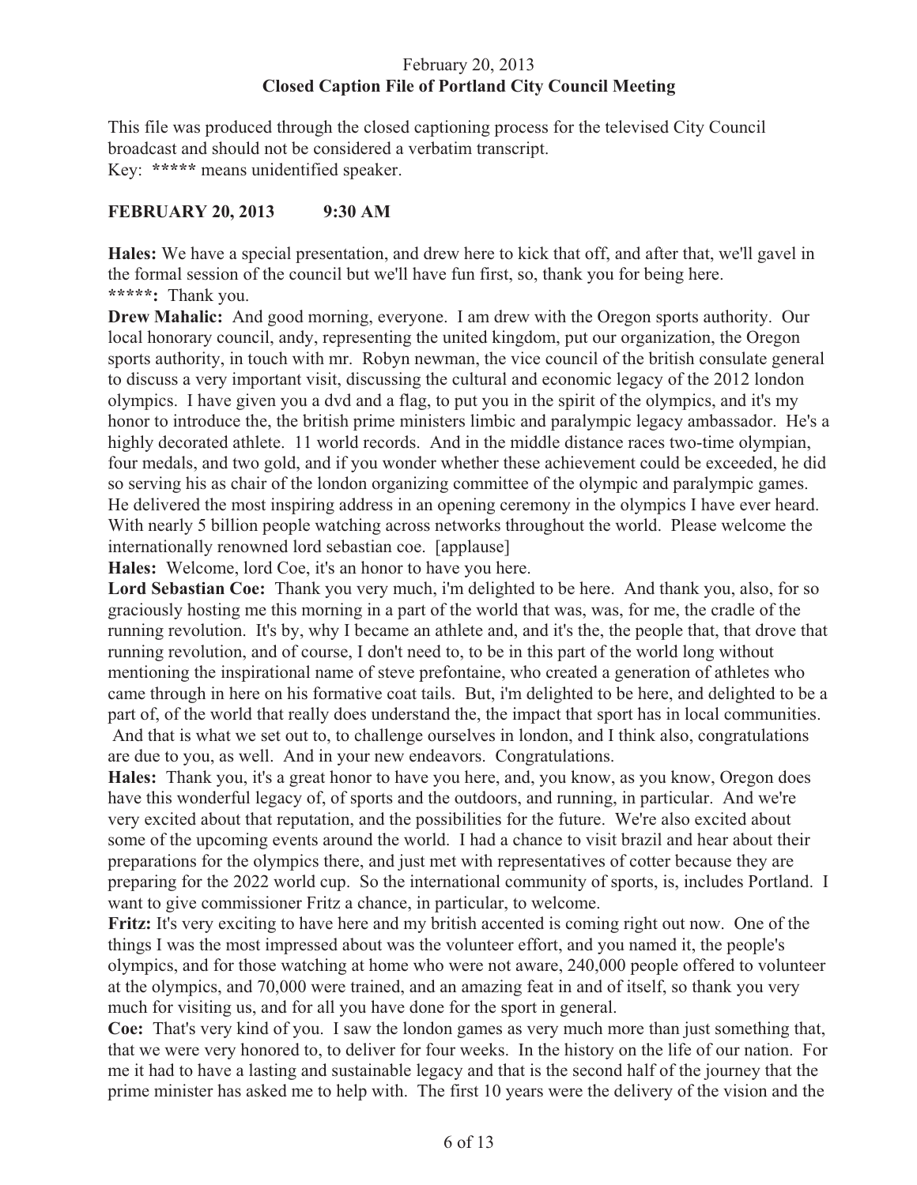February 20, 2013
**Closed Caption File of Portland City Council Meeting**

This file was produced through the closed captioning process for the televised City Council broadcast and should not be considered a verbatim transcript.
Key: ***** means unidentified speaker.

**FEBRUARY 20, 2013 9:30 AM**

**Hales:** We have a special presentation, and drew here to kick that off, and after that, we'll gavel in the formal session of the council but we'll have fun first, so, thank you for being here.
*****: Thank you.

**Drew Mahalic:** And good morning, everyone. I am drew with the Oregon sports authority. Our local honorary council, andy, representing the united kingdom, put our organization, the Oregon sports authority, in touch with mr. Robyn newman, the vice council of the british consulate general to discuss a very important visit, discussing the cultural and economic legacy of the 2012 london olympics. I have given you a dvd and a flag, to put you in the spirit of the olympics, and it's my honor to introduce the, the british prime ministers limbic and paralympic legacy ambassador. He's a highly decorated athlete. 11 world records. And in the middle distance races two-time olympian, four medals, and two gold, and if you wonder whether these achievement could be exceeded, he did so serving his as chair of the london organizing committee of the olympic and paralympic games. He delivered the most inspiring address in an opening ceremony in the olympics I have ever heard. With nearly 5 billion people watching across networks throughout the world. Please welcome the internationally renowned lord sebastian coe. [applause]

**Hales:** Welcome, lord Coe, it's an honor to have you here.

**Lord Sebastian Coe:** Thank you very much, i'm delighted to be here. And thank you, also, for so graciously hosting me this morning in a part of the world that was, was, for me, the cradle of the running revolution. It's by, why I became an athlete and, and it's the, the people that, that drove that running revolution, and of course, I don't need to, to be in this part of the world long without mentioning the inspirational name of steve prefontaine, who created a generation of athletes who came through in here on his formative coat tails. But, i'm delighted to be here, and delighted to be a part of, of the world that really does understand the, the impact that sport has in local communities. And that is what we set out to, to challenge ourselves in london, and I think also, congratulations are due to you, as well. And in your new endeavors. Congratulations.

**Hales:** Thank you, it's a great honor to have you here, and, you know, as you know, Oregon does have this wonderful legacy of, of sports and the outdoors, and running, in particular. And we're very excited about that reputation, and the possibilities for the future. We're also excited about some of the upcoming events around the world. I had a chance to visit brazil and hear about their preparations for the olympics there, and just met with representatives of cotter because they are preparing for the 2022 world cup. So the international community of sports, is, includes Portland. I want to give commissioner Fritz a chance, in particular, to welcome.

**Fritz:** It's very exciting to have here and my british accented is coming right out now. One of the things I was the most impressed about was the volunteer effort, and you named it, the people's olympics, and for those watching at home who were not aware, 240,000 people offered to volunteer at the olympics, and 70,000 were trained, and an amazing feat in and of itself, so thank you very much for visiting us, and for all you have done for the sport in general.

**Coe:** That's very kind of you. I saw the london games as very much more than just something that, that we were very honored to, to deliver for four weeks. In the history on the life of our nation. For me it had to have a lasting and sustainable legacy and that is the second half of the journey that the prime minister has asked me to help with. The first 10 years were the delivery of the vision and the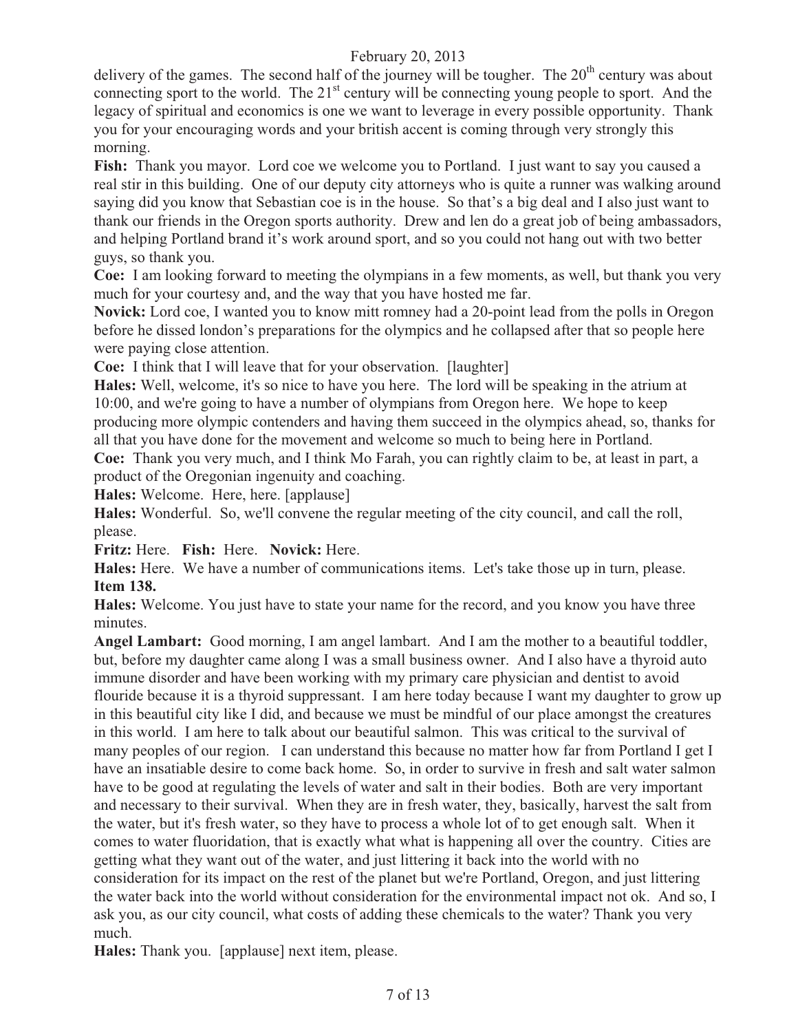delivery of the games. The second half of the journey will be tougher. The 20th century was about connecting sport to the world. The 21st century will be connecting young people to sport. And the legacy of spiritual and economics is one we want to leverage in every possible opportunity. Thank you for your encouraging words and your british accent is coming through very strongly this morning.

**Fish:** Thank you mayor. Lord coe we welcome you to Portland. I just want to say you caused a real stir in this building. One of our deputy city attorneys who is quite a runner was walking around saying did you know that Sebastian coe is in the house. So that's a big deal and I also just want to thank our friends in the Oregon sports authority. Drew and len do a great job of being ambassadors, and helping Portland brand it's work around sport, and so you could not hang out with two better guys, so thank you.

**Coe:** I am looking forward to meeting the olympians in a few moments, as well, but thank you very much for your courtesy and, and the way that you have hosted me far.

**Novick:** Lord coe, I wanted you to know mitt romney had a 20-point lead from the polls in Oregon before he dissed london's preparations for the olympics and he collapsed after that so people here were paying close attention.

**Coe:** I think that I will leave that for your observation. [laughter]

**Hales:** Well, welcome, it's so nice to have you here. The lord will be speaking in the atrium at 10:00, and we're going to have a number of olympians from Oregon here. We hope to keep producing more olympic contenders and having them succeed in the olympics ahead, so, thanks for all that you have done for the movement and welcome so much to being here in Portland.

**Coe:** Thank you very much, and I think Mo Farah, you can rightly claim to be, at least in part, a product of the Oregonian ingenuity and coaching.

**Hales:** Welcome. Here, here. [applause]

**Hales:** Wonderful. So, we'll convene the regular meeting of the city council, and call the roll, please.

**Fritz:** Here. **Fish:** Here. **Novick:** Here.

**Hales:** Here. We have a number of communications items. Let's take those up in turn, please.

**Item 138.**

**Hales:** Welcome. You just have to state your name for the record, and you know you have three minutes.

**Angel Lambart:** Good morning, I am angel lambart. And I am the mother to a beautiful toddler, but, before my daughter came along I was a small business owner. And I also have a thyroid auto immune disorder and have been working with my primary care physician and dentist to avoid flouride because it is a thyroid suppressant. I am here today because I want my daughter to grow up in this beautiful city like I did, and because we must be mindful of our place amongst the creatures in this world. I am here to talk about our beautiful salmon. This was critical to the survival of many peoples of our region. I can understand this because no matter how far from Portland I get I have an insatiable desire to come back home. So, in order to survive in fresh and salt water salmon have to be good at regulating the levels of water and salt in their bodies. Both are very important and necessary to their survival. When they are in fresh water, they, basically, harvest the salt from the water, but it's fresh water, so they have to process a whole lot of to get enough salt. When it comes to water fluoridation, that is exactly what what is happening all over the country. Cities are getting what they want out of the water, and just littering it back into the world with no consideration for its impact on the rest of the planet but we're Portland, Oregon, and just littering the water back into the world without consideration for the environmental impact not ok. And so, I ask you, as our city council, what costs of adding these chemicals to the water? Thank you very much.

**Hales:** Thank you. [applause] next item, please.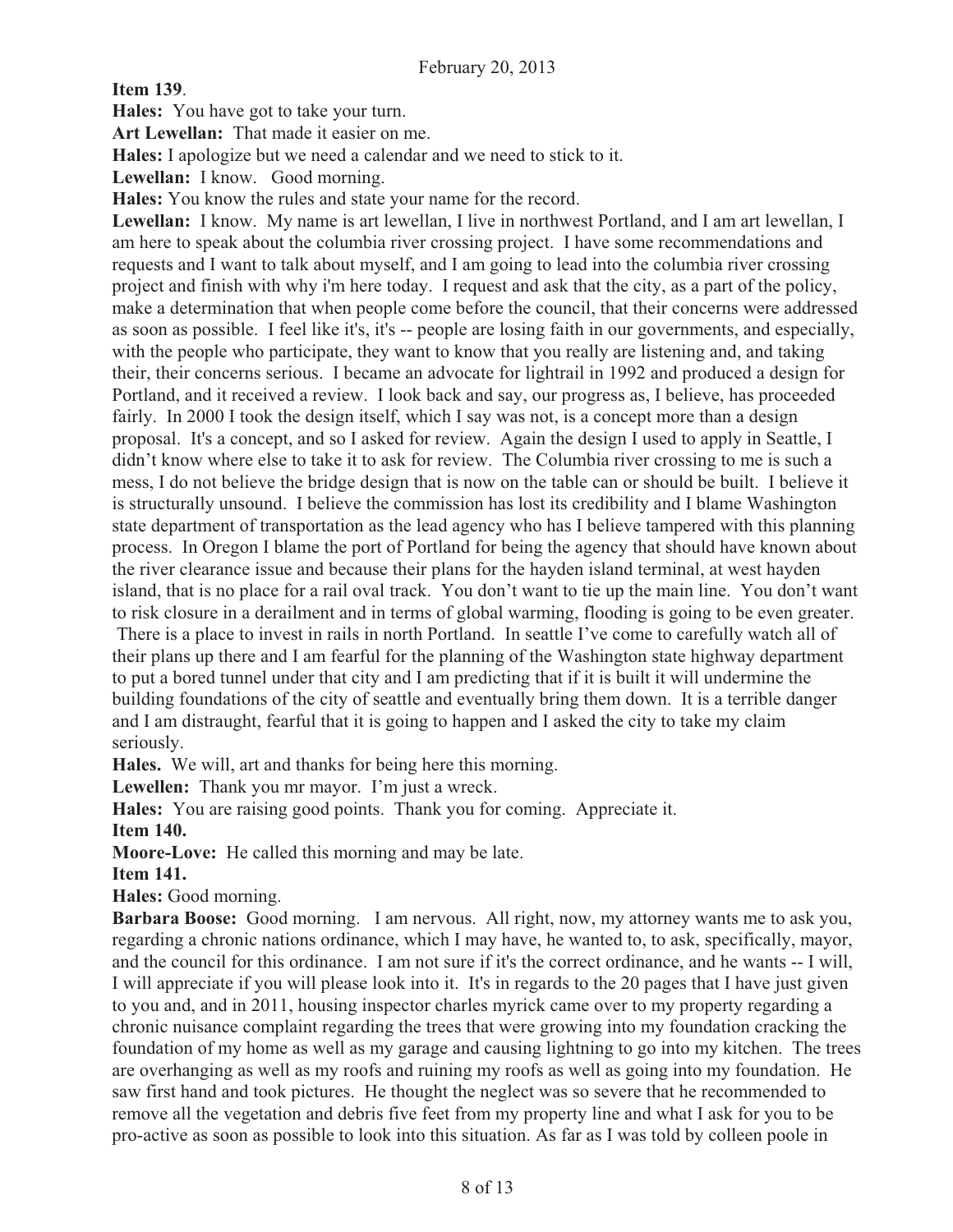**Item 139**.

**Hales:** You have got to take your turn.

**Art Lewellan:** That made it easier on me.

**Hales:** I apologize but we need a calendar and we need to stick to it.

**Lewellan:** I know. Good morning.

**Hales:** You know the rules and state your name for the record.

**Lewellan:** I know. My name is art lewellan, I live in northwest Portland, and I am art lewellan, I am here to speak about the columbia river crossing project. I have some recommendations and requests and I want to talk about myself, and I am going to lead into the columbia river crossing project and finish with why i'm here today. I request and ask that the city, as a part of the policy, make a determination that when people come before the council, that their concerns were addressed as soon as possible. I feel like it's, it's -- people are losing faith in our governments, and especially, with the people who participate, they want to know that you really are listening and, and taking their, their concerns serious. I became an advocate for lightrail in 1992 and produced a design for Portland, and it received a review. I look back and say, our progress as, I believe, has proceeded fairly. In 2000 I took the design itself, which I say was not, is a concept more than a design proposal. It's a concept, and so I asked for review. Again the design I used to apply in Seattle, I didn't know where else to take it to ask for review. The Columbia river crossing to me is such a mess, I do not believe the bridge design that is now on the table can or should be built. I believe it is structurally unsound. I believe the commission has lost its credibility and I blame Washington state department of transportation as the lead agency who has I believe tampered with this planning process. In Oregon I blame the port of Portland for being the agency that should have known about the river clearance issue and because their plans for the hayden island terminal, at west hayden island, that is no place for a rail oval track. You don't want to tie up the main line. You don't want to risk closure in a derailment and in terms of global warming, flooding is going to be even greater. There is a place to invest in rails in north Portland. In seattle I've come to carefully watch all of their plans up there and I am fearful for the planning of the Washington state highway department to put a bored tunnel under that city and I am predicting that if it is built it will undermine the building foundations of the city of seattle and eventually bring them down. It is a terrible danger and I am distraught, fearful that it is going to happen and I asked the city to take my claim seriously.

**Hales.** We will, art and thanks for being here this morning.

**Lewellen:** Thank you mr mayor. I'm just a wreck.

**Hales:** You are raising good points. Thank you for coming. Appreciate it.

**Item 140.**

**Moore-Love:** He called this morning and may be late.

**Item 141.**

**Hales:** Good morning.

**Barbara Boose:** Good morning. I am nervous. All right, now, my attorney wants me to ask you, regarding a chronic nations ordinance, which I may have, he wanted to, to ask, specifically, mayor, and the council for this ordinance. I am not sure if it's the correct ordinance, and he wants -- I will, I will appreciate if you will please look into it. It's in regards to the 20 pages that I have just given to you and, and in 2011, housing inspector charles myrick came over to my property regarding a chronic nuisance complaint regarding the trees that were growing into my foundation cracking the foundation of my home as well as my garage and causing lightning to go into my kitchen. The trees are overhanging as well as my roofs and ruining my roofs as well as going into my foundation. He saw first hand and took pictures. He thought the neglect was so severe that he recommended to remove all the vegetation and debris five feet from my property line and what I ask for you to be pro-active as soon as possible to look into this situation. As far as I was told by colleen poole in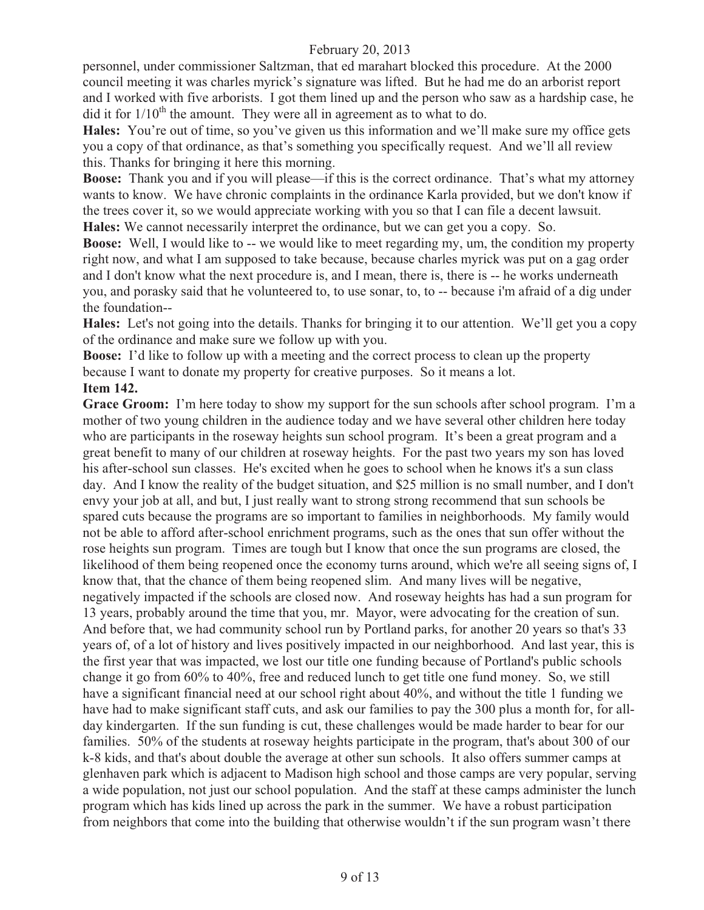personnel, under commissioner Saltzman, that ed marahart blocked this procedure. At the 2000 council meeting it was charles myrick's signature was lifted. But he had me do an arborist report and I worked with five arborists. I got them lined up and the person who saw as a hardship case, he did it for 1/10th the amount. They were all in agreement as to what to do.

**Hales:** You're out of time, so you've given us this information and we'll make sure my office gets you a copy of that ordinance, as that's something you specifically request. And we'll all review this. Thanks for bringing it here this morning.

**Boose:** Thank you and if you will please—if this is the correct ordinance. That's what my attorney wants to know. We have chronic complaints in the ordinance Karla provided, but we don't know if the trees cover it, so we would appreciate working with you so that I can file a decent lawsuit.

**Hales:** We cannot necessarily interpret the ordinance, but we can get you a copy. So.

**Boose:** Well, I would like to -- we would like to meet regarding my, um, the condition my property right now, and what I am supposed to take because, because charles myrick was put on a gag order and I don't know what the next procedure is, and I mean, there is, there is -- he works underneath you, and porasky said that he volunteered to, to use sonar, to, to -- because i'm afraid of a dig under the foundation--

**Hales:** Let's not going into the details. Thanks for bringing it to our attention. We'll get you a copy of the ordinance and make sure we follow up with you.

**Boose:** I'd like to follow up with a meeting and the correct process to clean up the property because I want to donate my property for creative purposes. So it means a lot.

**Item 142.**

**Grace Groom:** I'm here today to show my support for the sun schools after school program. I'm a mother of two young children in the audience today and we have several other children here today who are participants in the roseway heights sun school program. It's been a great program and a great benefit to many of our children at roseway heights. For the past two years my son has loved his after-school sun classes. He's excited when he goes to school when he knows it's a sun class day. And I know the reality of the budget situation, and $25 million is no small number, and I don't envy your job at all, and but, I just really want to strong strong recommend that sun schools be spared cuts because the programs are so important to families in neighborhoods. My family would not be able to afford after-school enrichment programs, such as the ones that sun offer without the rose heights sun program. Times are tough but I know that once the sun programs are closed, the likelihood of them being reopened once the economy turns around, which we're all seeing signs of, I know that, that the chance of them being reopened slim. And many lives will be negative, negatively impacted if the schools are closed now. And roseway heights has had a sun program for 13 years, probably around the time that you, mr. Mayor, were advocating for the creation of sun. And before that, we had community school run by Portland parks, for another 20 years so that's 33 years of, of a lot of history and lives positively impacted in our neighborhood. And last year, this is the first year that was impacted, we lost our title one funding because of Portland's public schools change it go from 60% to 40%, free and reduced lunch to get title one fund money. So, we still have a significant financial need at our school right about 40%, and without the title 1 funding we have had to make significant staff cuts, and ask our families to pay the 300 plus a month for, for all-day kindergarten. If the sun funding is cut, these challenges would be made harder to bear for our families. 50% of the students at roseway heights participate in the program, that's about 300 of our k-8 kids, and that's about double the average at other sun schools. It also offers summer camps at glenhaven park which is adjacent to Madison high school and those camps are very popular, serving a wide population, not just our school population. And the staff at these camps administer the lunch program which has kids lined up across the park in the summer. We have a robust participation from neighbors that come into the building that otherwise wouldn't if the sun program wasn't there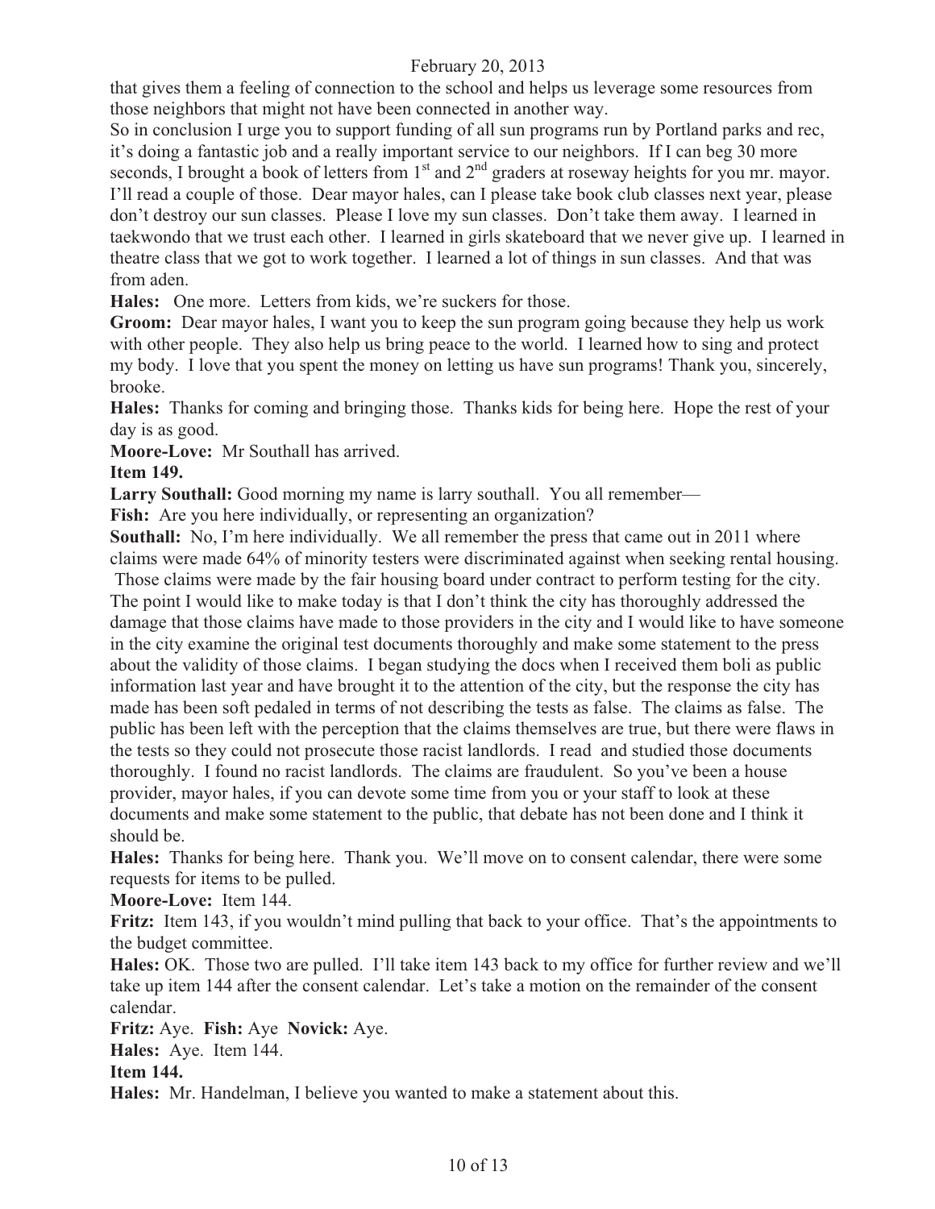that gives them a feeling of connection to the school and helps us leverage some resources from those neighbors that might not have been connected in another way.

So in conclusion I urge you to support funding of all sun programs run by Portland parks and rec, it's doing a fantastic job and a really important service to our neighbors. If I can beg 30 more seconds, I brought a book of letters from 1st and 2nd graders at roseway heights for you mr. mayor. I'll read a couple of those. Dear mayor hales, can I please take book club classes next year, please don't destroy our sun classes. Please I love my sun classes. Don't take them away. I learned in taekwondo that we trust each other. I learned in girls skateboard that we never give up. I learned in theatre class that we got to work together. I learned a lot of things in sun classes. And that was from aden.

**Hales:** One more. Letters from kids, we're suckers for those.

**Groom:** Dear mayor hales, I want you to keep the sun program going because they help us work with other people. They also help us bring peace to the world. I learned how to sing and protect my body. I love that you spent the money on letting us have sun programs! Thank you, sincerely, brooke.

**Hales:** Thanks for coming and bringing those. Thanks kids for being here. Hope the rest of your day is as good.

**Moore-Love:** Mr Southall has arrived.

**Item 149.**

**Larry Southall:** Good morning my name is larry southall. You all remember—

**Fish:** Are you here individually, or representing an organization?

**Southall:** No, I'm here individually. We all remember the press that came out in 2011 where claims were made 64% of minority testers were discriminated against when seeking rental housing. Those claims were made by the fair housing board under contract to perform testing for the city. The point I would like to make today is that I don't think the city has thoroughly addressed the damage that those claims have made to those providers in the city and I would like to have someone in the city examine the original test documents thoroughly and make some statement to the press about the validity of those claims. I began studying the docs when I received them boli as public information last year and have brought it to the attention of the city, but the response the city has made has been soft pedaled in terms of not describing the tests as false. The claims as false. The public has been left with the perception that the claims themselves are true, but there were flaws in the tests so they could not prosecute those racist landlords. I read and studied those documents thoroughly. I found no racist landlords. The claims are fraudulent. So you've been a house provider, mayor hales, if you can devote some time from you or your staff to look at these documents and make some statement to the public, that debate has not been done and I think it should be.

**Hales:** Thanks for being here. Thank you. We'll move on to consent calendar, there were some requests for items to be pulled.

**Moore-Love:** Item 144.

**Fritz:** Item 143, if you wouldn't mind pulling that back to your office. That's the appointments to the budget committee.

**Hales:** OK. Those two are pulled. I'll take item 143 back to my office for further review and we'll take up item 144 after the consent calendar. Let's take a motion on the remainder of the consent calendar.

**Fritz:** Aye. **Fish:** Aye **Novick:** Aye.

**Hales:** Aye. Item 144.

**Item 144.**

**Hales:** Mr. Handelman, I believe you wanted to make a statement about this.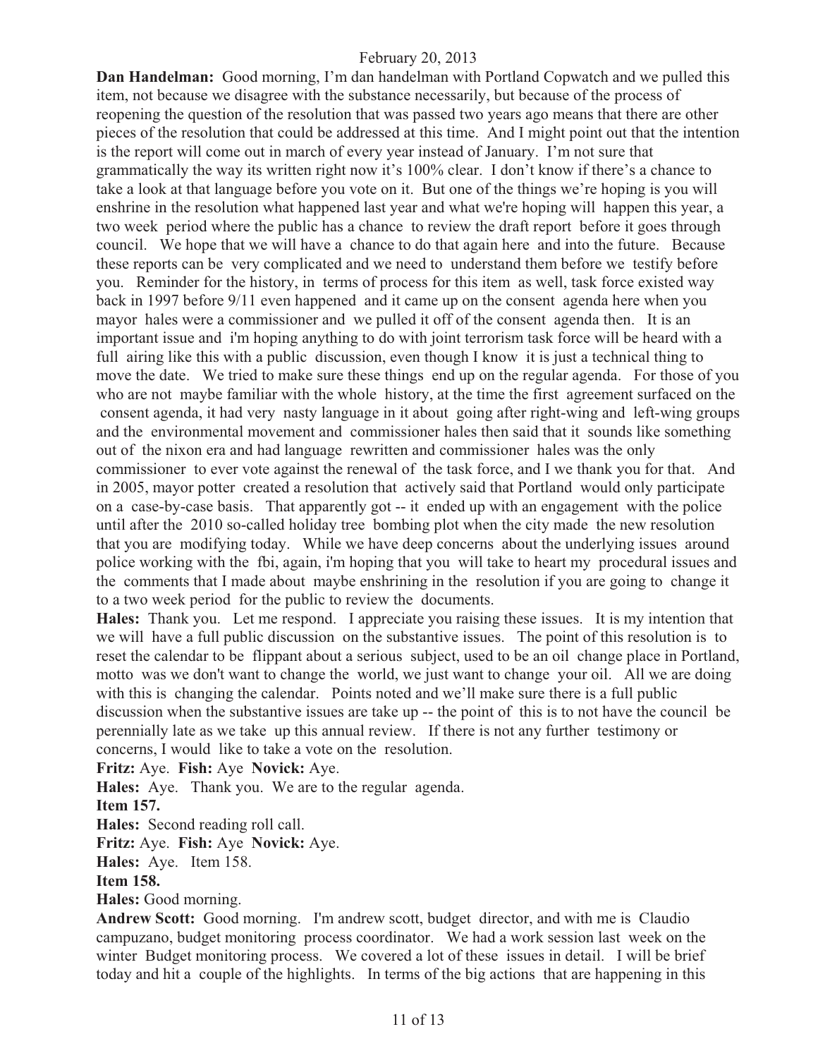**Dan Handelman:** Good morning, I'm dan handelman with Portland Copwatch and we pulled this item, not because we disagree with the substance necessarily, but because of the process of reopening the question of the resolution that was passed two years ago means that there are other pieces of the resolution that could be addressed at this time. And I might point out that the intention is the report will come out in march of every year instead of January. I'm not sure that grammatically the way its written right now it's 100% clear. I don't know if there's a chance to take a look at that language before you vote on it. But one of the things we're hoping is you will enshrine in the resolution what happened last year and what we're hoping will happen this year, a two week period where the public has a chance to review the draft report before it goes through council. We hope that we will have a chance to do that again here and into the future. Because these reports can be very complicated and we need to understand them before we testify before you. Reminder for the history, in terms of process for this item as well, task force existed way back in 1997 before 9/11 even happened and it came up on the consent agenda here when you mayor hales were a commissioner and we pulled it off of the consent agenda then. It is an important issue and i'm hoping anything to do with joint terrorism task force will be heard with a full airing like this with a public discussion, even though I know it is just a technical thing to move the date. We tried to make sure these things end up on the regular agenda. For those of you who are not maybe familiar with the whole history, at the time the first agreement surfaced on the consent agenda, it had very nasty language in it about going after right-wing and left-wing groups and the environmental movement and commissioner hales then said that it sounds like something out of the nixon era and had language rewritten and commissioner hales was the only commissioner to ever vote against the renewal of the task force, and I we thank you for that. And in 2005, mayor potter created a resolution that actively said that Portland would only participate on a case-by-case basis. That apparently got -- it ended up with an engagement with the police until after the 2010 so-called holiday tree bombing plot when the city made the new resolution that you are modifying today. While we have deep concerns about the underlying issues around police working with the fbi, again, i'm hoping that you will take to heart my procedural issues and the comments that I made about maybe enshrining in the resolution if you are going to change it to a two week period for the public to review the documents.

**Hales:** Thank you. Let me respond. I appreciate you raising these issues. It is my intention that we will have a full public discussion on the substantive issues. The point of this resolution is to reset the calendar to be flippant about a serious subject, used to be an oil change place in Portland, motto was we don't want to change the world, we just want to change your oil. All we are doing with this is changing the calendar. Points noted and we'll make sure there is a full public discussion when the substantive issues are take up -- the point of this is to not have the council be perennially late as we take up this annual review. If there is not any further testimony or concerns, I would like to take a vote on the resolution.

**Fritz:** Aye. **Fish:** Aye **Novick:** Aye.

**Hales:** Aye. Thank you. We are to the regular agenda.

**Item 157.**

**Hales:** Second reading roll call.

**Fritz:** Aye. **Fish:** Aye **Novick:** Aye.

**Hales:** Aye. Item 158.

**Item 158.**

**Hales:** Good morning.

**Andrew Scott:** Good morning. I'm andrew scott, budget director, and with me is Claudio campuzano, budget monitoring process coordinator. We had a work session last week on the winter Budget monitoring process. We covered a lot of these issues in detail. I will be brief today and hit a couple of the highlights. In terms of the big actions that are happening in this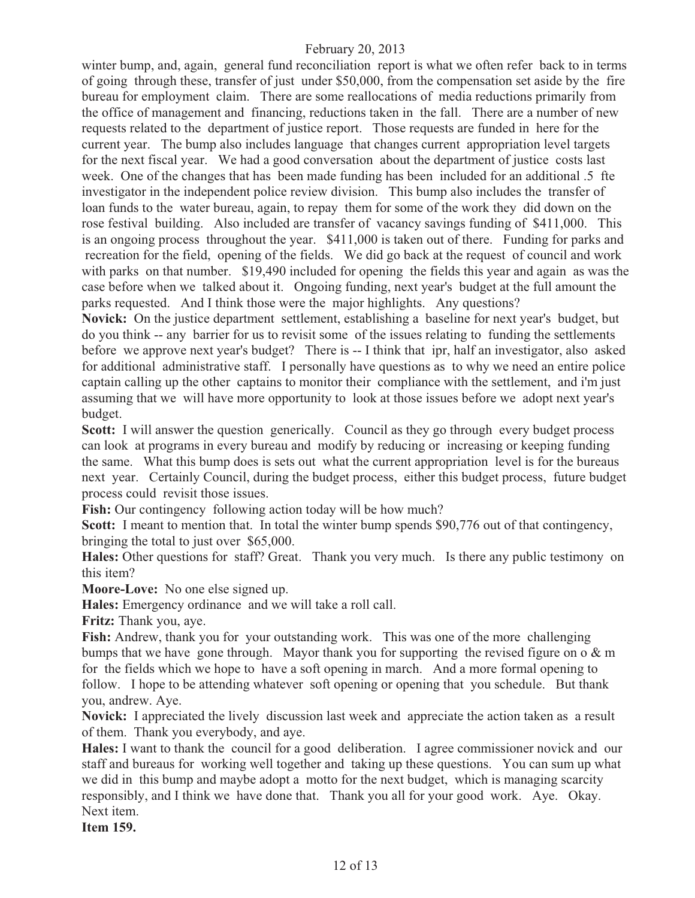winter bump, and, again, general fund reconciliation report is what we often refer back to in terms of going through these, transfer of just under $50,000, from the compensation set aside by the fire bureau for employment claim. There are some reallocations of media reductions primarily from the office of management and financing, reductions taken in the fall. There are a number of new requests related to the department of justice report. Those requests are funded in here for the current year. The bump also includes language that changes current appropriation level targets for the next fiscal year. We had a good conversation about the department of justice costs last week. One of the changes that has been made funding has been included for an additional .5 fte investigator in the independent police review division. This bump also includes the transfer of loan funds to the water bureau, again, to repay them for some of the work they did down on the rose festival building. Also included are transfer of vacancy savings funding of $411,000. This is an ongoing process throughout the year. $411,000 is taken out of there. Funding for parks and recreation for the field, opening of the fields. We did go back at the request of council and work with parks on that number. $19,490 included for opening the fields this year and again as was the case before when we talked about it. Ongoing funding, next year's budget at the full amount the parks requested. And I think those were the major highlights. Any questions?

**Novick:** On the justice department settlement, establishing a baseline for next year's budget, but do you think -- any barrier for us to revisit some of the issues relating to funding the settlements before we approve next year's budget? There is -- I think that ipr, half an investigator, also asked for additional administrative staff. I personally have questions as to why we need an entire police captain calling up the other captains to monitor their compliance with the settlement, and i'm just assuming that we will have more opportunity to look at those issues before we adopt next year's budget.

**Scott:** I will answer the question generically. Council as they go through every budget process can look at programs in every bureau and modify by reducing or increasing or keeping funding the same. What this bump does is sets out what the current appropriation level is for the bureaus next year. Certainly Council, during the budget process, either this budget process, future budget process could revisit those issues.

**Fish:** Our contingency following action today will be how much?

**Scott:** I meant to mention that. In total the winter bump spends $90,776 out of that contingency, bringing the total to just over $65,000.

**Hales:** Other questions for staff? Great. Thank you very much. Is there any public testimony on this item?

**Moore-Love:** No one else signed up.

**Hales:** Emergency ordinance and we will take a roll call.

**Fritz:** Thank you, aye.

**Fish:** Andrew, thank you for your outstanding work. This was one of the more challenging bumps that we have gone through. Mayor thank you for supporting the revised figure on o & m for the fields which we hope to have a soft opening in march. And a more formal opening to follow. I hope to be attending whatever soft opening or opening that you schedule. But thank you, andrew. Aye.

**Novick:** I appreciated the lively discussion last week and appreciate the action taken as a result of them. Thank you everybody, and aye.

**Hales:** I want to thank the council for a good deliberation. I agree commissioner novick and our staff and bureaus for working well together and taking up these questions. You can sum up what we did in this bump and maybe adopt a motto for the next budget, which is managing scarcity responsibly, and I think we have done that. Thank you all for your good work. Aye. Okay. Next item.

**Item 159.**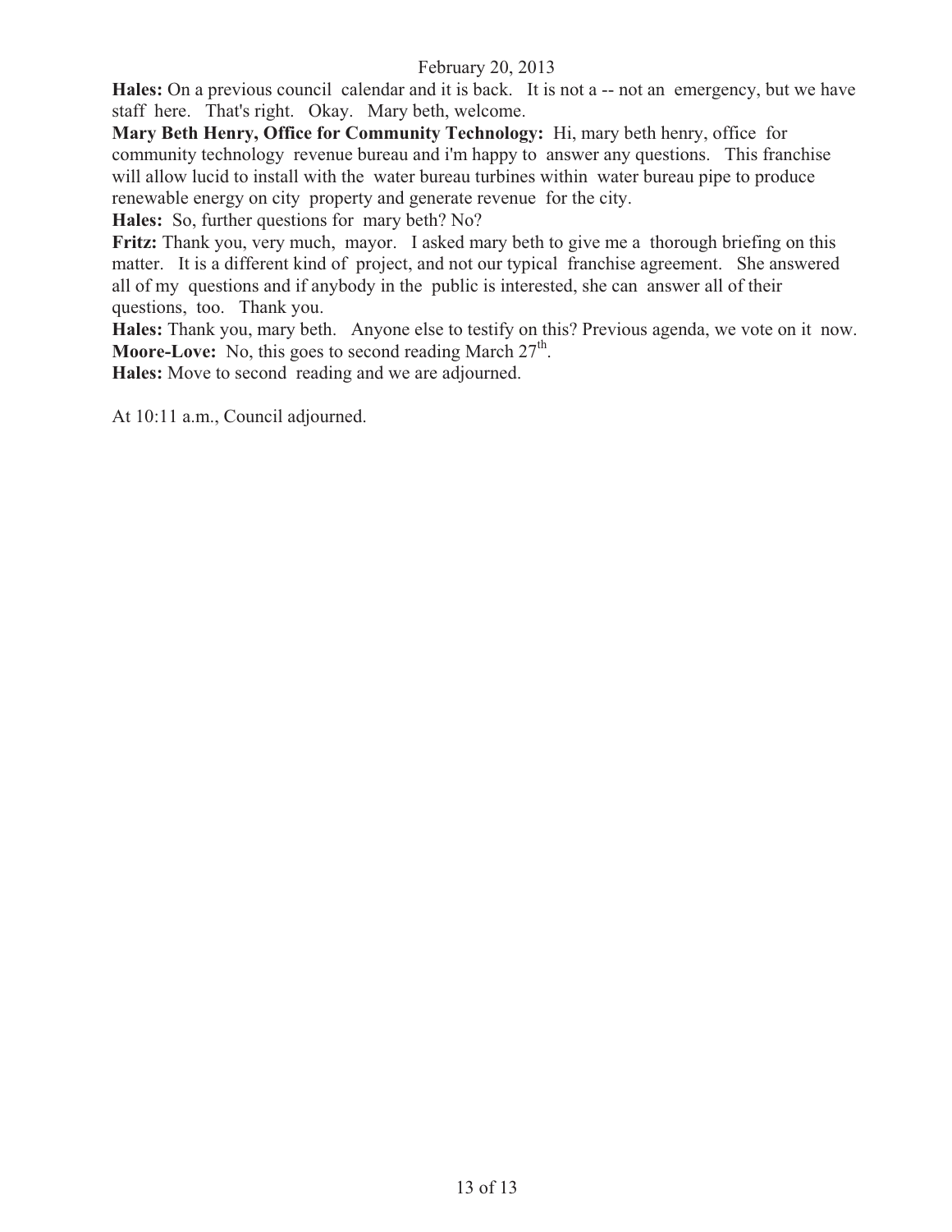**Hales:** On a previous council calendar and it is back. It is not a -- not an emergency, but we have staff here. That's right. Okay. Mary beth, welcome.

**Mary Beth Henry, Office for Community Technology:** Hi, mary beth henry, office for community technology revenue bureau and i'm happy to answer any questions. This franchise will allow lucid to install with the water bureau turbines within water bureau pipe to produce renewable energy on city property and generate revenue for the city.

**Hales:** So, further questions for mary beth? No?

**Fritz:** Thank you, very much, mayor. I asked mary beth to give me a thorough briefing on this matter. It is a different kind of project, and not our typical franchise agreement. She answered all of my questions and if anybody in the public is interested, she can answer all of their questions, too. Thank you.

**Hales:** Thank you, mary beth. Anyone else to testify on this? Previous agenda, we vote on it now.

**Moore-Love:** No, this goes to second reading March 27th.

**Hales:** Move to second reading and we are adjourned.

At 10:11 a.m., Council adjourned.